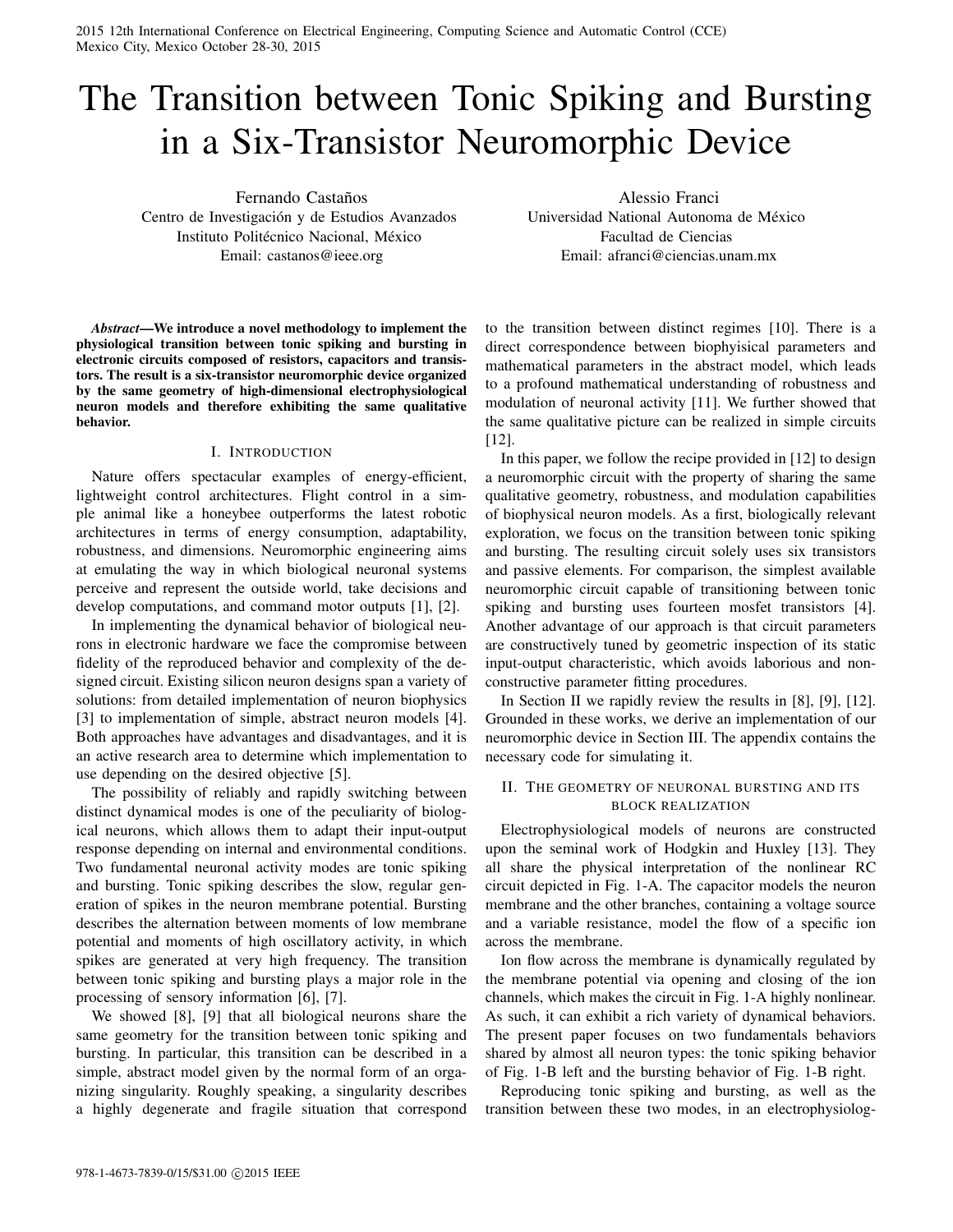# The Transition between Tonic Spiking and Bursting in a Six-Transistor Neuromorphic Device

Fernando Castaños
Centro de Investigación y de Estudios Avanzados
Instituto Politécnico Nacional, México
Email: castanos@ieee.org

Alessio Franci
Universidad National Autonoma de México
Facultad de Ciencias
Email: afranci@ciencias.unam.mx

***Abstract*—We introduce a novel methodology to implement the physiological transition between tonic spiking and bursting in electronic circuits composed of resistors, capacitors and transistors. The result is a six-transistor neuromorphic device organized by the same geometry of high-dimensional electrophysiological neuron models and therefore exhibiting the same qualitative behavior.**

## I. Introduction

Nature offers spectacular examples of energy-efficient, lightweight control architectures. Flight control in a simple animal like a honeybee outperforms the latest robotic architectures in terms of energy consumption, adaptability, robustness, and dimensions. Neuromorphic engineering aims at emulating the way in which biological neuronal systems perceive and represent the outside world, take decisions and develop computations, and command motor outputs [1], [2].

In implementing the dynamical behavior of biological neurons in electronic hardware we face the compromise between fidelity of the reproduced behavior and complexity of the designed circuit. Existing silicon neuron designs span a variety of solutions: from detailed implementation of neuron biophysics [3] to implementation of simple, abstract neuron models [4]. Both approaches have advantages and disadvantages, and it is an active research area to determine which implementation to use depending on the desired objective [5].

The possibility of reliably and rapidly switching between distinct dynamical modes is one of the peculiarity of biological neurons, which allows them to adapt their input-output response depending on internal and environmental conditions. Two fundamental neuronal activity modes are tonic spiking and bursting. Tonic spiking describes the slow, regular generation of spikes in the neuron membrane potential. Bursting describes the alternation between moments of low membrane potential and moments of high oscillatory activity, in which spikes are generated at very high frequency. The transition between tonic spiking and bursting plays a major role in the processing of sensory information [6], [7].

We showed [8], [9] that all biological neurons share the same geometry for the transition between tonic spiking and bursting. In particular, this transition can be described in a simple, abstract model given by the normal form of an organizing singularity. Roughly speaking, a singularity describes a highly degenerate and fragile situation that correspond to the transition between distinct regimes [10]. There is a direct correspondence between biophyisical parameters and mathematical parameters in the abstract model, which leads to a profound mathematical understanding of robustness and modulation of neuronal activity [11]. We further showed that the same qualitative picture can be realized in simple circuits [12].

In this paper, we follow the recipe provided in [12] to design a neuromorphic circuit with the property of sharing the same qualitative geometry, robustness, and modulation capabilities of biophysical neuron models. As a first, biologically relevant exploration, we focus on the transition between tonic spiking and bursting. The resulting circuit solely uses six transistors and passive elements. For comparison, the simplest available neuromorphic circuit capable of transitioning between tonic spiking and bursting uses fourteen mosfet transistors [4]. Another advantage of our approach is that circuit parameters are constructively tuned by geometric inspection of its static input-output characteristic, which avoids laborious and non-constructive parameter fitting procedures.

In Section II we rapidly review the results in [8], [9], [12]. Grounded in these works, we derive an implementation of our neuromorphic device in Section III. The appendix contains the necessary code for simulating it.

## II. The geometry of neuronal bursting and its block realization

Electrophysiological models of neurons are constructed upon the seminal work of Hodgkin and Huxley [13]. They all share the physical interpretation of the nonlinear RC circuit depicted in Fig. 1-A. The capacitor models the neuron membrane and the other branches, containing a voltage source and a variable resistance, model the flow of a specific ion across the membrane.

Ion flow across the membrane is dynamically regulated by the membrane potential via opening and closing of the ion channels, which makes the circuit in Fig. 1-A highly nonlinear. As such, it can exhibit a rich variety of dynamical behaviors. The present paper focuses on two fundamentals behaviors shared by almost all neuron types: the tonic spiking behavior of Fig. 1-B left and the bursting behavior of Fig. 1-B right.

Reproducing tonic spiking and bursting, as well as the transition between these two modes, in an electrophysiolog-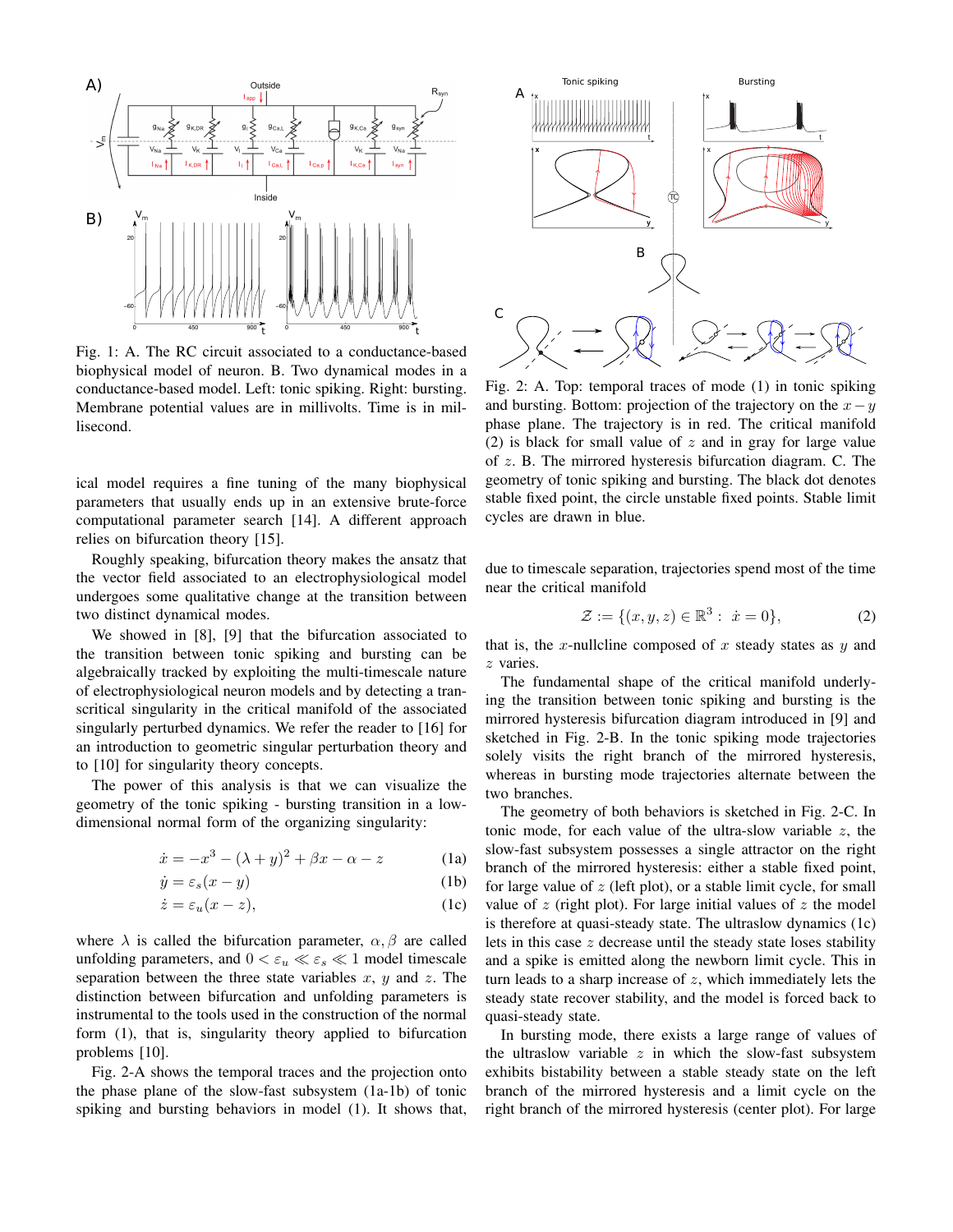Fig. 1: A. The RC circuit associated to a conductance-based biophysical model of neuron. B. Two dynamical modes in a conductance-based model. Left: tonic spiking. Right: bursting. Membrane potential values are in millivolts. Time is in millisecond.

ical model requires a fine tuning of the many biophysical parameters that usually ends up in an extensive brute-force computational parameter search [14]. A different approach relies on bifurcation theory [15].

Roughly speaking, bifurcation theory makes the ansatz that the vector field associated to an electrophysiological model undergoes some qualitative change at the transition between two distinct dynamical modes.

We showed in [8], [9] that the bifurcation associated to the transition between tonic spiking and bursting can be algebraically tracked by exploiting the multi-timescale nature of electrophysiological neuron models and by detecting a transcritical singularity in the critical manifold of the associated singularly perturbed dynamics. We refer the reader to [16] for an introduction to geometric singular perturbation theory and to [10] for singularity theory concepts.

The power of this analysis is that we can visualize the geometry of the tonic spiking - bursting transition in a low-dimensional normal form of the organizing singularity:

$$\dot{x} = -x^3 - (\lambda + y)^2 + \beta x - \alpha - z \tag{1a}$$

$$\dot{y} = \varepsilon_s (x - y) \tag{1b}$$

$$\dot{z} = \varepsilon_u (x - z), \tag{1c}$$

where $\lambda$ is called the bifurcation parameter, $\alpha, \beta$ are called unfolding parameters, and $0 < \varepsilon_u \ll \varepsilon_s \ll 1$ model timescale separation between the three state variables $x$, $y$ and $z$. The distinction between bifurcation and unfolding parameters is instrumental to the tools used in the construction of the normal form (1), that is, singularity theory applied to bifurcation problems [10].

Fig. 2-A shows the temporal traces and the projection onto the phase plane of the slow-fast subsystem (1a-1b) of tonic spiking and bursting behaviors in model (1). It shows that,

Fig. 2: A. Top: temporal traces of mode (1) in tonic spiking and bursting. Bottom: projection of the trajectory on the $x-y$ phase plane. The trajectory is in red. The critical manifold (2) is black for small value of $z$ and in gray for large value of $z$. B. The mirrored hysteresis bifurcation diagram. C. The geometry of tonic spiking and bursting. The black dot denotes stable fixed point, the circle unstable fixed points. Stable limit cycles are drawn in blue.

due to timescale separation, trajectories spend most of the time near the critical manifold

$$\mathcal{Z} := \{(x, y, z) \in \mathbb{R}^3 : \; \dot{x} = 0\}, \tag{2}$$

that is, the $x$-nullcline composed of $x$ steady states as $y$ and $z$ varies.

The fundamental shape of the critical manifold underlying the transition between tonic spiking and bursting is the mirrored hysteresis bifurcation diagram introduced in [9] and sketched in Fig. 2-B. In the tonic spiking mode trajectories solely visits the right branch of the mirrored hysteresis, whereas in bursting mode trajectories alternate between the two branches.

The geometry of both behaviors is sketched in Fig. 2-C. In tonic mode, for each value of the ultra-slow variable $z$, the slow-fast subsystem possesses a single attractor on the right branch of the mirrored hysteresis: either a stable fixed point, for large value of $z$ (left plot), or a stable limit cycle, for small value of $z$ (right plot). For large initial values of $z$ the model is therefore at quasi-steady state. The ultraslow dynamics (1c) lets in this case $z$ decrease until the steady state loses stability and a spike is emitted along the newborn limit cycle. This in turn leads to a sharp increase of $z$, which immediately lets the steady state recover stability, and the model is forced back to quasi-steady state.

In bursting mode, there exists a large range of values of the ultraslow variable $z$ in which the slow-fast subsystem exhibits bistability between a stable steady state on the left branch of the mirrored hysteresis and a limit cycle on the right branch of the mirrored hysteresis (center plot). For large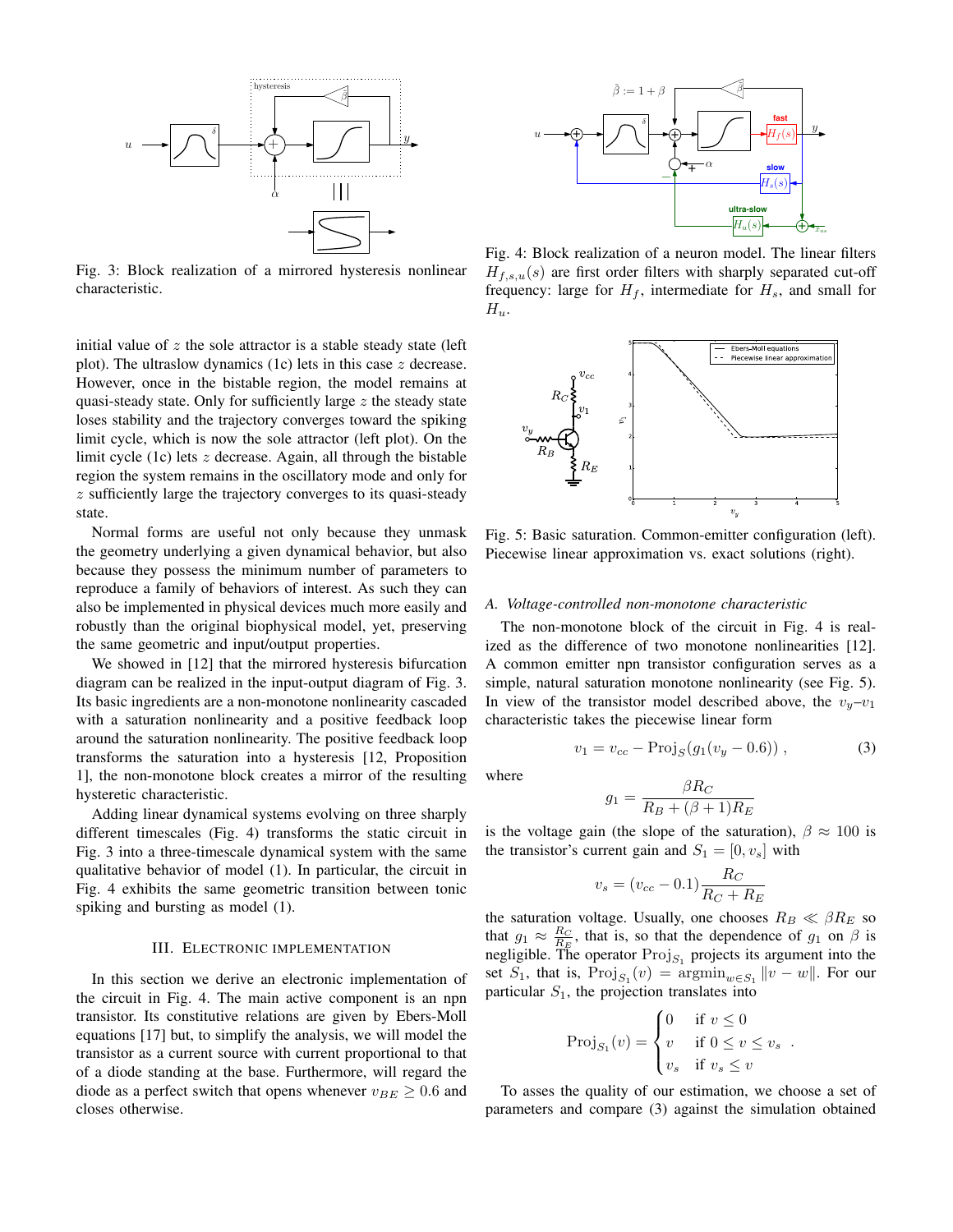Fig. 3: Block realization of a mirrored hysteresis nonlinear characteristic.

Fig. 4: Block realization of a neuron model. The linear filters $H_{f,s,u}(s)$ are first order filters with sharply separated cut-off frequency: large for $H_f$, intermediate for $H_s$, and small for $H_u$.

initial value of $z$ the sole attractor is a stable steady state (left plot). The ultraslow dynamics (1c) lets in this case $z$ decrease. However, once in the bistable region, the model remains at quasi-steady state. Only for sufficiently large $z$ the steady state loses stability and the trajectory converges toward the spiking limit cycle, which is now the sole attractor (left plot). On the limit cycle (1c) lets $z$ decrease. Again, all through the bistable region the system remains in the oscillatory mode and only for $z$ sufficiently large the trajectory converges to its quasi-steady state.

Normal forms are useful not only because they unmask the geometry underlying a given dynamical behavior, but also because they possess the minimum number of parameters to reproduce a family of behaviors of interest. As such they can also be implemented in physical devices much more easily and robustly than the original biophysical model, yet, preserving the same geometric and input/output properties.

We showed in [12] that the mirrored hysteresis bifurcation diagram can be realized in the input-output diagram of Fig. 3. Its basic ingredients are a non-monotone nonlinearity cascaded with a saturation nonlinearity and a positive feedback loop around the saturation nonlinearity. The positive feedback loop transforms the saturation into a hysteresis [12, Proposition 1], the non-monotone block creates a mirror of the resulting hysteretic characteristic.

Adding linear dynamical systems evolving on three sharply different timescales (Fig. 4) transforms the static circuit in Fig. 3 into a three-timescale dynamical system with the same qualitative behavior of model (1). In particular, the circuit in Fig. 4 exhibits the same geometric transition between tonic spiking and bursting as model (1).

## III. Electronic implementation

In this section we derive an electronic implementation of the circuit in Fig. 4. The main active component is an npn transistor. Its constitutive relations are given by Ebers-Moll equations [17] but, to simplify the analysis, we will model the transistor as a current source with current proportional to that of a diode standing at the base. Furthermore, will regard the diode as a perfect switch that opens whenever $v_{BE} \geq 0.6$ and closes otherwise.

Fig. 5: Basic saturation. Common-emitter configuration (left). Piecewise linear approximation vs. exact solutions (right).

### A. Voltage-controlled non-monotone characteristic

The non-monotone block of the circuit in Fig. 4 is realized as the difference of two monotone nonlinearities [12]. A common emitter npn transistor configuration serves as a simple, natural saturation monotone nonlinearity (see Fig. 5). In view of the transistor model described above, the $v_y$–$v_1$ characteristic takes the piecewise linear form

$$v_1 = v_{cc} - \mathrm{Proj}_S(g_1(v_y - 0.6)) \,, \tag{3}$$

where

$$g_1 = \frac{\beta R_C}{R_B + (\beta+1)R_E}$$

is the voltage gain (the slope of the saturation), $\beta \approx 100$ is the transistor's current gain and $S_1 = [0, v_s]$ with

$$v_s = (v_{cc} - 0.1)\frac{R_C}{R_C + R_E}$$

the saturation voltage. Usually, one chooses $R_B \ll \beta R_E$ so that $g_1 \approx \frac{R_C}{R_E}$, that is, so that the dependence of $g_1$ on $\beta$ is negligible. The operator $\mathrm{Proj}_{S_1}$ projects its argument into the set $S_1$, that is, $\mathrm{Proj}_{S_1}(v) = \mathrm{argmin}_{w \in S_1} \|v - w\|$. For our particular $S_1$, the projection translates into

$$\mathrm{Proj}_{S_1}(v) = \begin{cases} 0 & \text{if } v \leq 0 \\ v & \text{if } 0 \leq v \leq v_s \\ v_s & \text{if } v_s \leq v \end{cases} .$$

To asses the quality of our estimation, we choose a set of parameters and compare (3) against the simulation obtained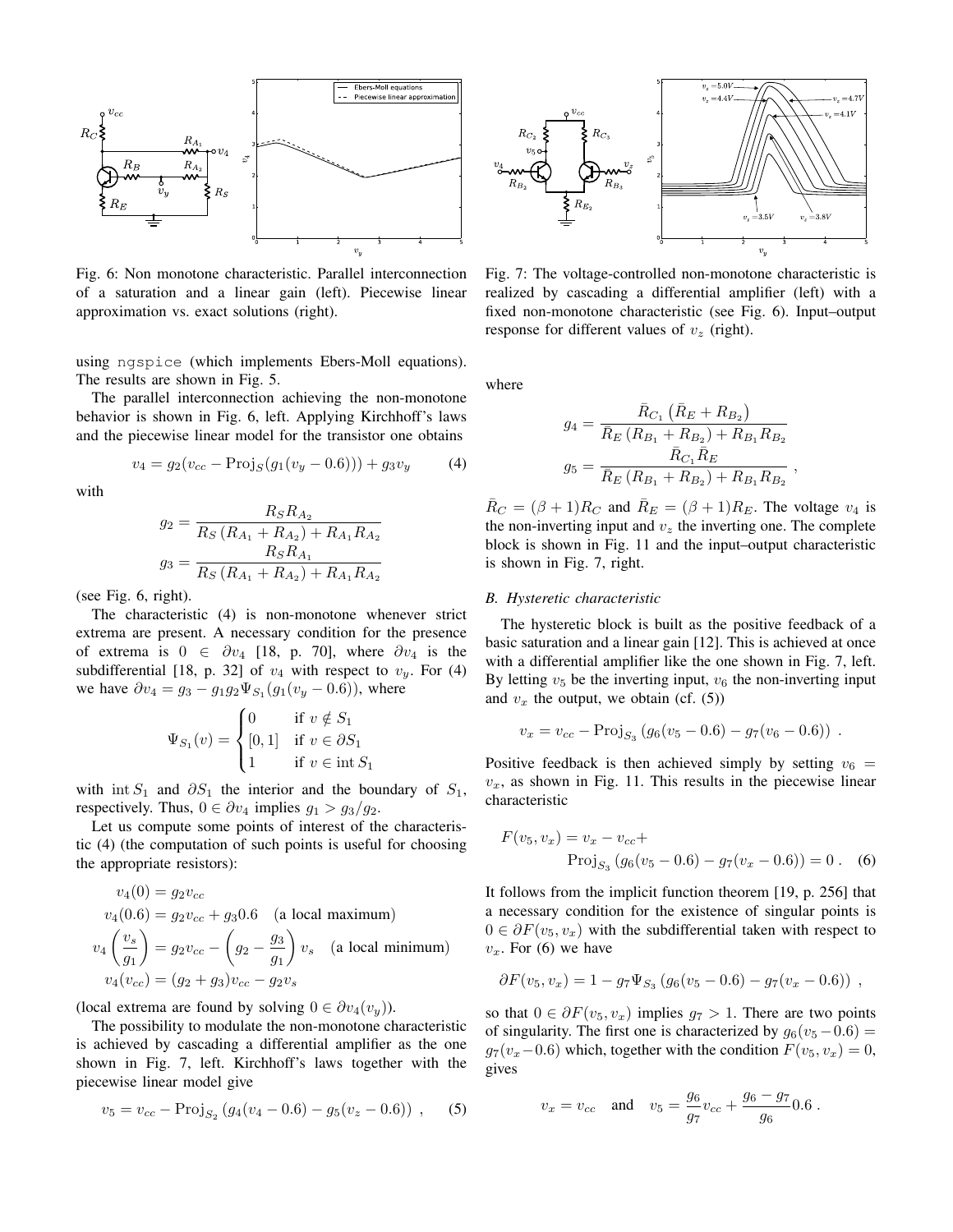Fig. 6: Non monotone characteristic. Parallel interconnection of a saturation and a linear gain (left). Piecewise linear approximation vs. exact solutions (right).

Fig. 7: The voltage-controlled non-monotone characteristic is realized by cascading a differential amplifier (left) with a fixed non-monotone characteristic (see Fig. 6). Input–output response for different values of $v_z$ (right).

using ngspice (which implements Ebers-Moll equations). The results are shown in Fig. 5.

The parallel interconnection achieving the non-monotone behavior is shown in Fig. 6, left. Applying Kirchhoff's laws and the piecewise linear model for the transistor one obtains

$$v_4 = g_2(v_{cc} - \mathrm{Proj}_S(g_1(v_y - 0.6))) + g_3 v_y \tag{4}$$

with

$$g_2 = \frac{R_S R_{A_2}}{R_S \left(R_{A_1} + R_{A_2}\right) + R_{A_1} R_{A_2}}$$
$$g_3 = \frac{R_S R_{A_1}}{R_S \left(R_{A_1} + R_{A_2}\right) + R_{A_1} R_{A_2}}$$

(see Fig. 6, right).

The characteristic (4) is non-monotone whenever strict extrema are present. A necessary condition for the presence of extrema is $0 \in \partial v_4$ [18, p. 70], where $\partial v_4$ is the subdifferential [18, p. 32] of $v_4$ with respect to $v_y$. For (4) we have $\partial v_4 = g_3 - g_1 g_2 \Psi_{S_1}(g_1(v_y - 0.6))$, where

$$\Psi_{S_1}(v) = \begin{cases} 0 & \text{if } v \notin S_1 \\ [0,1] & \text{if } v \in \partial S_1 \\ 1 & \text{if } v \in \operatorname{int} S_1 \end{cases}$$

with $\operatorname{int} S_1$ and $\partial S_1$ the interior and the boundary of $S_1$, respectively. Thus, $0 \in \partial v_4$ implies $g_1 > g_3/g_2$.

Let us compute some points of interest of the characteristic (4) (the computation of such points is useful for choosing the appropriate resistors):

$$\begin{aligned}
v_4(0) &= g_2 v_{cc} \\
v_4(0.6) &= g_2 v_{cc} + g_3 0.6 \quad \text{(a local maximum)} \\
v_4\left(\frac{v_s}{g_1}\right) &= g_2 v_{cc} - \left(g_2 - \frac{g_3}{g_1}\right) v_s \quad \text{(a local minimum)} \\
v_4(v_{cc}) &= (g_2 + g_3) v_{cc} - g_2 v_s
\end{aligned}$$

(local extrema are found by solving $0 \in \partial v_4(v_y)$).

The possibility to modulate the non-monotone characteristic is achieved by cascading a differential amplifier as the one shown in Fig. 7, left. Kirchhoff's laws together with the piecewise linear model give

$$v_5 = v_{cc} - \mathrm{Proj}_{S_2}\left(g_4(v_4 - 0.6) - g_5(v_z - 0.6)\right) , \tag{5}$$

where

$$g_4 = \frac{\bar{R}_{C_1}\left(\bar{R}_E + R_{B_2}\right)}{\bar{R}_E\left(R_{B_1} + R_{B_2}\right) + R_{B_1} R_{B_2}}$$
$$g_5 = \frac{\bar{R}_{C_1}\bar{R}_E}{\bar{R}_E\left(R_{B_1} + R_{B_2}\right) + R_{B_1} R_{B_2}} ,$$

$\bar{R}_C = (\beta+1)R_C$ and $\bar{R}_E = (\beta+1)R_E$. The voltage $v_4$ is the non-inverting input and $v_z$ the inverting one. The complete block is shown in Fig. 11 and the input–output characteristic is shown in Fig. 7, right.

### *B. Hysteretic characteristic*

The hysteretic block is built as the positive feedback of a basic saturation and a linear gain [12]. This is achieved at once with a differential amplifier like the one shown in Fig. 7, left. By letting $v_5$ be the inverting input, $v_6$ the non-inverting input and $v_x$ the output, we obtain (cf. (5))

$$v_x = v_{cc} - \mathrm{Proj}_{S_3}\left(g_6(v_5 - 0.6) - g_7(v_6 - 0.6)\right) .$$

Positive feedback is then achieved simply by setting $v_6 = v_x$, as shown in Fig. 11. This results in the piecewise linear characteristic

$$\begin{aligned} F(v_5, v_x) = v_x - v_{cc} + \\ \mathrm{Proj}_{S_3}\left(g_6(v_5 - 0.6) - g_7(v_x - 0.6)\right) = 0 \, . \end{aligned} \tag{6}$$

It follows from the implicit function theorem [19, p. 256] that a necessary condition for the existence of singular points is $0 \in \partial F(v_5, v_x)$ with the subdifferential taken with respect to $v_x$. For (6) we have

$$\partial F(v_5, v_x) = 1 - g_7 \Psi_{S_3}\left(g_6(v_5 - 0.6) - g_7(v_x - 0.6)\right) ,$$

so that $0 \in \partial F(v_5, v_x)$ implies $g_7 > 1$. There are two points of singularity. The first one is characterized by $g_6(v_5 - 0.6) = g_7(v_x - 0.6)$ which, together with the condition $F(v_5, v_x) = 0$, gives

$$v_x = v_{cc} \quad \text{and} \quad v_5 = \frac{g_6}{g_7} v_{cc} + \frac{g_6 - g_7}{g_6} 0.6 \, .$$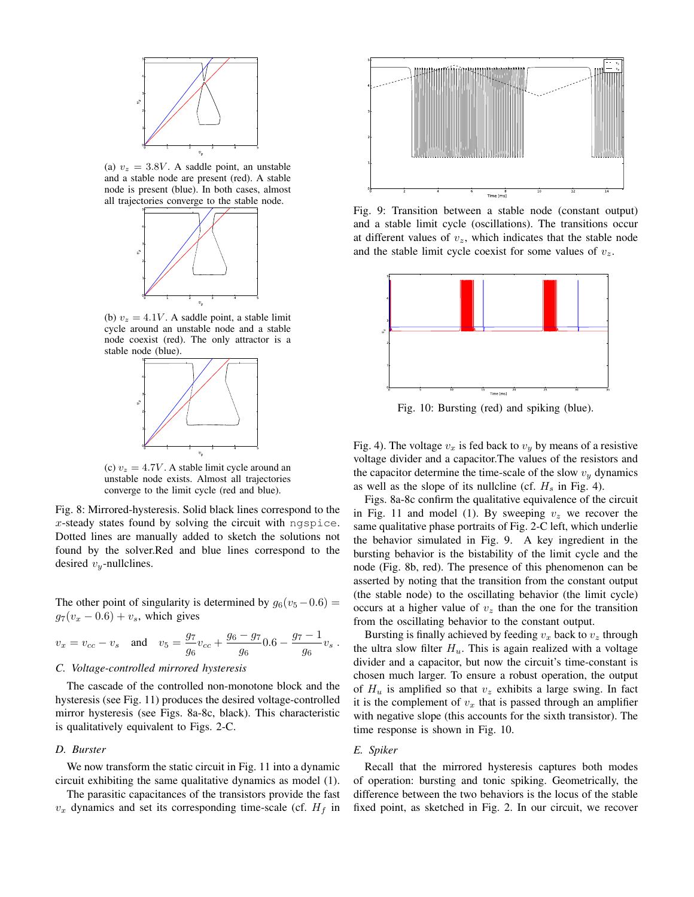(a) $v_z = 3.8V$. A saddle point, an unstable and a stable node are present (red). A stable node is present (blue). In both cases, almost all trajectories converge to the stable node.

(b) $v_z = 4.1V$. A saddle point, a stable limit cycle around an unstable node and a stable node coexist (red). The only attractor is a stable node (blue).

(c) $v_z = 4.7V$. A stable limit cycle around an unstable node exists. Almost all trajectories converge to the limit cycle (red and blue).

Fig. 8: Mirrored-hysteresis. Solid black lines correspond to the $x$-steady states found by solving the circuit with ngspice. Dotted lines are manually added to sketch the solutions not found by the solver.Red and blue lines correspond to the desired $v_y$-nullclines.

The other point of singularity is determined by $g_6(v_5 - 0.6) = g_7(v_x - 0.6) + v_s$, which gives

$$v_x = v_{cc} - v_s \quad \text{and} \quad v_5 = \frac{g_7}{g_6}v_{cc} + \frac{g_6 - g_7}{g_6}0.6 - \frac{g_7 - 1}{g_6}v_s \; .$$

### C. Voltage-controlled mirrored hysteresis

The cascade of the controlled non-monotone block and the hysteresis (see Fig. 11) produces the desired voltage-controlled mirror hysteresis (see Figs. 8a-8c, black). This characteristic is qualitatively equivalent to Figs. 2-C.

### D. Burster

We now transform the static circuit in Fig. 11 into a dynamic circuit exhibiting the same qualitative dynamics as model (1).

The parasitic capacitances of the transistors provide the fast $v_x$ dynamics and set its corresponding time-scale (cf. $H_f$ in Fig. 4). The voltage $v_x$ is fed back to $v_y$ by means of a resistive voltage divider and a capacitor.The values of the resistors and the capacitor determine the time-scale of the slow $v_y$ dynamics as well as the slope of its nullcline (cf. $H_s$ in Fig. 4).

Figs. 8a-8c confirm the qualitative equivalence of the circuit in Fig. 11 and model (1). By sweeping $v_z$ we recover the same qualitative phase portraits of Fig. 2-C left, which underlie the behavior simulated in Fig. 9. A key ingredient in the bursting behavior is the bistability of the limit cycle and the node (Fig. 8b, red). The presence of this phenomenon can be asserted by noting that the transition from the constant output (the stable node) to the oscillating behavior (the limit cycle) occurs at a higher value of $v_z$ than the one for the transition from the oscillating behavior to the constant output.

Fig. 9: Transition between a stable node (constant output) and a stable limit cycle (oscillations). The transitions occur at different values of $v_z$, which indicates that the stable node and the stable limit cycle coexist for some values of $v_z$.

Fig. 10: Bursting (red) and spiking (blue).

Bursting is finally achieved by feeding $v_x$ back to $v_z$ through the ultra slow filter $H_u$. This is again realized with a voltage divider and a capacitor, but now the circuit's time-constant is chosen much larger. To ensure a robust operation, the output of $H_u$ is amplified so that $v_z$ exhibits a large swing. In fact it is the complement of $v_x$ that is passed through an amplifier with negative slope (this accounts for the sixth transistor). The time response is shown in Fig. 10.

### E. Spiker

Recall that the mirrored hysteresis captures both modes of operation: bursting and tonic spiking. Geometrically, the difference between the two behaviors is the locus of the stable fixed point, as sketched in Fig. 2. In our circuit, we recover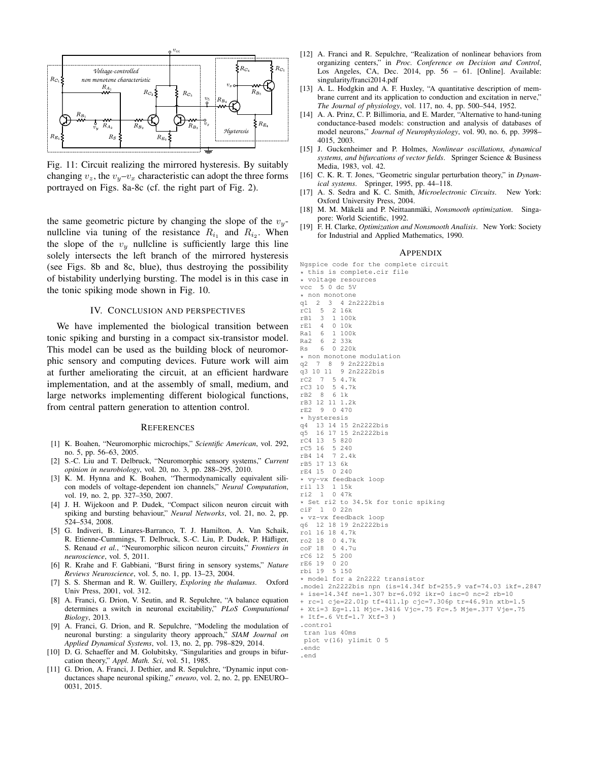Voltage-controlled

non monotone characteristic

$v_{cc}$

$R_{C_1}$ $R_{A_1}$ $R_{C_2}$ $R_{C_3}$ $R_{C_4}$ $R_{C_5}$

$v_x$ $R_{B_5}$ $v_{\bar{z}}$ $R_{B_4}$

$R_{B_1}$ $v_y$ $R_{A_2}$ $R_{B_2}$ $R_{B_3}$ $v_z$ $R_{E_4}$

$R_{E_1}$ $R_S$ $R_{E_2}$

Hysteresis

Fig. 11: Circuit realizing the mirrored hysteresis. By suitably changing $v_z$, the $v_y$–$v_x$ characteristic can adopt the three forms portrayed on Figs. 8a-8c (cf. the right part of Fig. 2).

the same geometric picture by changing the slope of the $v_y$-nullcline via tuning of the resistance $R_{i_1}$ and $R_{i_2}$. When the slope of the $v_y$ nullcline is sufficiently large this line solely intersects the left branch of the mirrored hysteresis (see Figs. 8b and 8c, blue), thus destroying the possibility of bistability underlying bursting. The model is in this case in the tonic spiking mode shown in Fig. 10.

## IV. Conclusion and perspectives

We have implemented the biological transition between tonic spiking and bursting in a compact six-transistor model. This model can be used as the building block of neuromorphic sensory and computing devices. Future work will aim at further ameliorating the circuit, at an efficient hardware implementation, and at the assembly of small, medium, and large networks implementing different biological functions, from central pattern generation to attention control.

## References

[1] K. Boahen, "Neuromorphic microchips," *Scientific American*, vol. 292, no. 5, pp. 56–63, 2005.

[2] S.-C. Liu and T. Delbruck, "Neuromorphic sensory systems," *Current opinion in neurobiology*, vol. 20, no. 3, pp. 288–295, 2010.

[3] K. M. Hynna and K. Boahen, "Thermodynamically equivalent silicon models of voltage-dependent ion channels," *Neural Computation*, vol. 19, no. 2, pp. 327–350, 2007.

[4] J. H. Wijekoon and P. Dudek, "Compact silicon neuron circuit with spiking and bursting behaviour," *Neural Networks*, vol. 21, no. 2, pp. 524–534, 2008.

[5] G. Indiveri, B. Linares-Barranco, T. J. Hamilton, A. Van Schaik, R. Etienne-Cummings, T. Delbruck, S.-C. Liu, P. Dudek, P. Häfliger, S. Renaud *et al.*, "Neuromorphic silicon neuron circuits," *Frontiers in neuroscience*, vol. 5, 2011.

[6] R. Krahe and F. Gabbiani, "Burst firing in sensory systems," *Nature Reviews Neuroscience*, vol. 5, no. 1, pp. 13–23, 2004.

[7] S. S. Sherman and R. W. Guillery, *Exploring the thalamus*. Oxford Univ Press, 2001, vol. 312.

[8] A. Franci, G. Drion, V. Seutin, and R. Sepulchre, "A balance equation determines a switch in neuronal excitability," *PLoS Computational Biology*, 2013.

[9] A. Franci, G. Drion, and R. Sepulchre, "Modeling the modulation of neuronal bursting: a singularity theory approach," *SIAM Journal on Applied Dynamical Systems*, vol. 13, no. 2, pp. 798–829, 2014.

[10] D. G. Schaeffer and M. Golubitsky, "Singularities and groups in bifurcation theory," *Appl. Math. Sci*, vol. 51, 1985.

[11] G. Drion, A. Franci, J. Dethier, and R. Sepulchre, "Dynamic input conductances shape neuronal spiking," *eneuro*, vol. 2, no. 2, pp. ENEURO–0031, 2015.

[12] A. Franci and R. Sepulchre, "Realization of nonlinear behaviors from organizing centers," in *Proc. Conference on Decision and Control*, Los Angeles, CA, Dec. 2014, pp. 56 – 61. [Online]. Available: singularity/franci2014.pdf

[13] A. L. Hodgkin and A. F. Huxley, "A quantitative description of membrane current and its application to conduction and excitation in nerve," *The Journal of physiology*, vol. 117, no. 4, pp. 500–544, 1952.

[14] A. A. Prinz, C. P. Billimoria, and E. Marder, "Alternative to hand-tuning conductance-based models: construction and analysis of databases of model neurons," *Journal of Neurophysiology*, vol. 90, no. 6, pp. 3998–4015, 2003.

[15] J. Guckenheimer and P. Holmes, *Nonlinear oscillations, dynamical systems, and bifurcations of vector fields*. Springer Science & Business Media, 1983, vol. 42.

[16] C. K. R. T. Jones, "Geometric singular perturbation theory," in *Dynamical systems*. Springer, 1995, pp. 44–118.

[17] A. S. Sedra and K. C. Smith, *Microelectronic Circuits*. New York: Oxford University Press, 2004.

[18] M. M. Mäkelä and P. Neittaanmäki, *Nonsmooth optimization*. Singapore: World Scientific, 1992.

[19] F. H. Clarke, *Optimization and Nonsmooth Analisis*. New York: Society for Industrial and Applied Mathematics, 1990.

## Appendix

```
Ngspice code for the complete circuit
* this is complete.cir file
* voltage resources
vcc  5 0 dc 5V
* non monotone
q1  2  3  4 2n2222bis
rC1  5  2 16k
rB1  3  1 100k
rE1  4  0 10k
Ra1  6  1 100k
Ra2  6  2 33k
Rs   6  0 220k
* non monotone modulation
q2  7  8  9 2n2222bis
q3 10 11  9 2n2222bis
rC2  7  5 4.7k
rC3 10  5 4.7k
rB2  8  6 1k
rB3 12 11 1.2k
rE2  9  0 470
* hysteresis
q4  13 14 15 2n2222bis
q5  16 17 15 2n2222bis
rC4 13  5 820
rC5 16  5 240
rB4 14  7 2.4k
rB5 17 13 6k
rE4 15  0 240
* vy-vx feedback loop
ri1 13  1 15k
ri2  1  0 47k
* Set ri2 to 34.5k for tonic spiking
ciF  1  0 22n
* vz-vx feedback loop
q6  12 18 19 2n2222bis
ro1 16 18 4.7k
ro2 18  0 4.7k
coF 18  0 4.7u
rC6 12  5 200
rE6 19  0 20
rbi 19  5 150
* model for a 2n2222 transistor
.model 2n2222bis npn (is=14.34f bf=255.9 vaf=74.03 ikf=.2847
+ ise=14.34f ne=1.307 br=6.092 ikr=0 isc=0 nc=2 rb=10
+ rc=1 cje=22.01p tf=411.1p cjc=7.306p tr=46.91n xtb=1.5
+ Xti=3 Eg=1.11 Mjc=.3416 Vjc=.75 Fc=.5 Mje=.377 Vje=.75
+ Itf=.6 Vtf=1.7 Xtf=3 )
.control
 tran 1us 40ms
 plot v(16) ylimit 0 5
.endc
.end
```